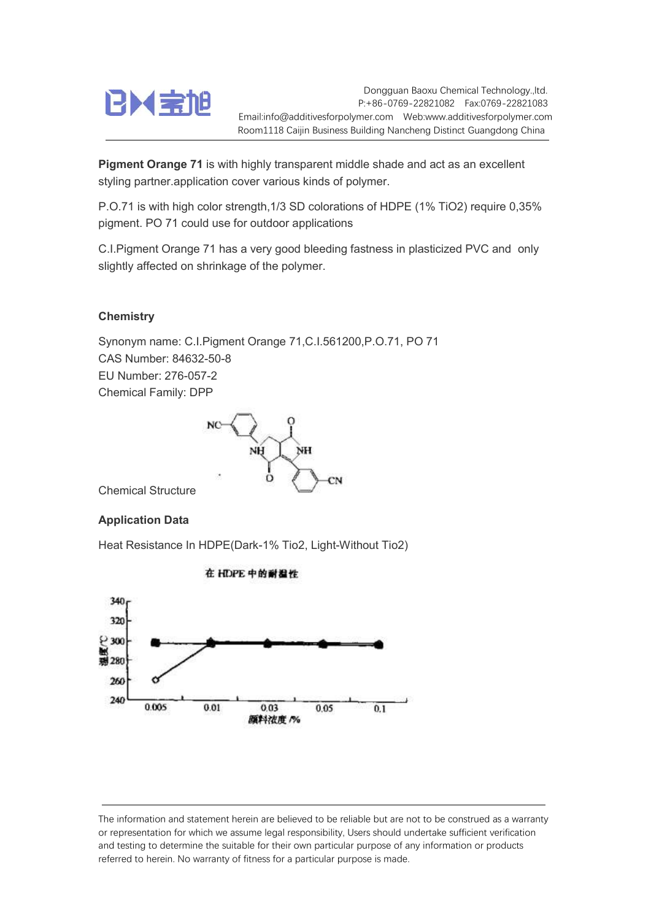**Pigment Orange 71** is with highly transparent middle shade and act as an excellent styling partner.application cover various kinds of polymer.

P.O.71 is with high color strength,1/3 SD colorations of HDPE (1% $TiO_2$) require 0,35% pigment. PO 71 could use for outdoor applications

C.I.Pigment Orange 71 has a very good bleeding fastness in plasticized PVC and only slightly affected on shrinkage of the polymer.

### Chemistry

Synonym name: C.I.Pigment Orange 71,C.I.561200,P.O.71, PO 71
CAS Number: 84632-50-8
EU Number: 276-057-2
Chemical Family: DPP

Chemical Structure

### Application Data

Heat Resistance In HDPE(Dark-1% Tio2, Light-Without Tio2)

在 HDPE 中的耐温性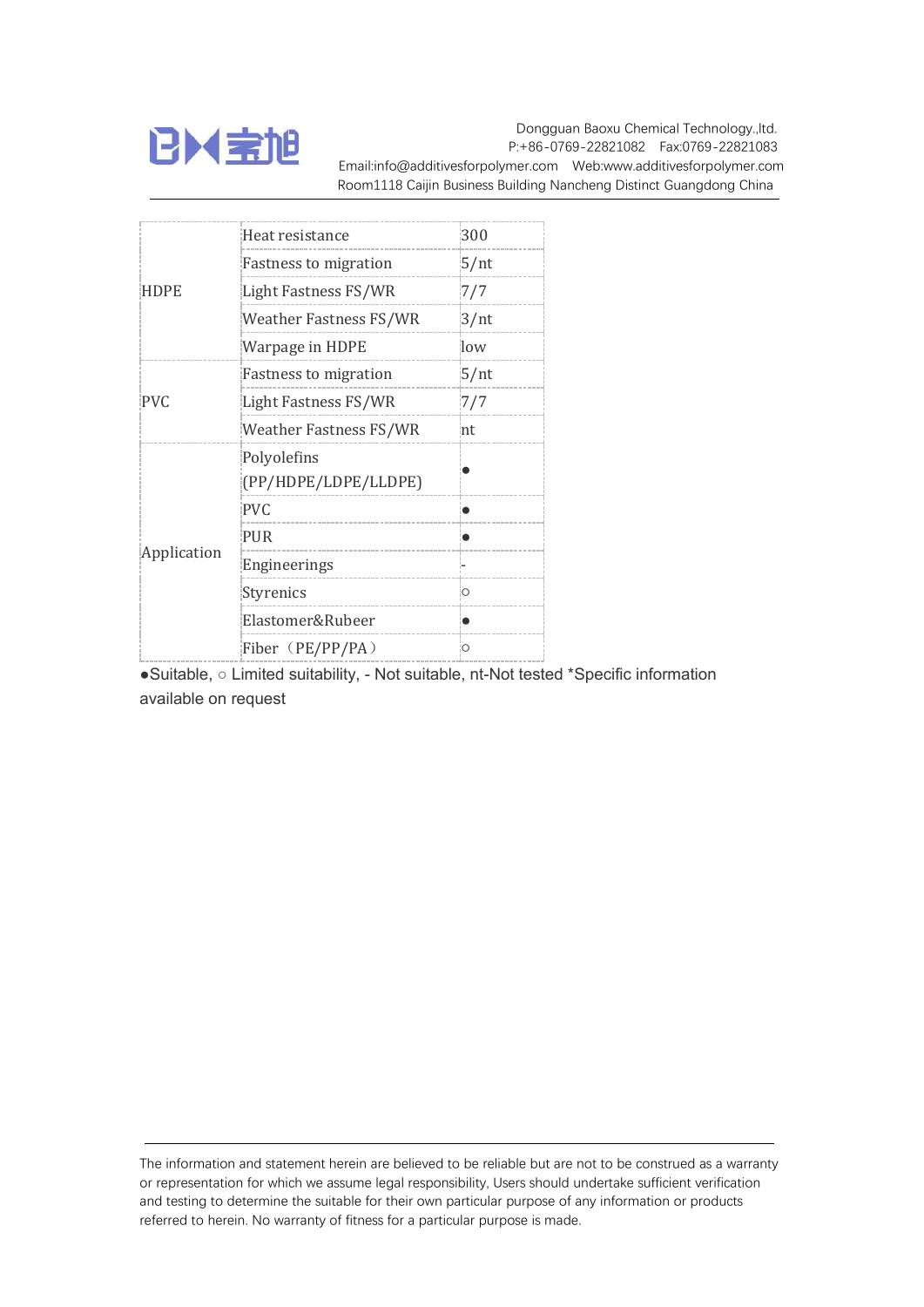| | | |
|---|---|---|
| HDPE | Heat resistance | 300 |
| | Fastness to migration | 5/nt |
| | Light Fastness FS/WR | 7/7 |
| | Weather Fastness FS/WR | 3/nt |
| | Warpage in HDPE | low |
| PVC | Fastness to migration | 5/nt |
| | Light Fastness FS/WR | 7/7 |
| | Weather Fastness FS/WR | nt |
| Application | Polyolefins (PP/HDPE/LDPE/LLDPE) | ● |
| | PVC | ● |
| | PUR | ● |
| | Engineerings | - |
| | Styrenics | ○ |
| | Elastomer&Rubeer | ● |
| | Fiber（PE/PP/PA） | ○ |

●Suitable, ○ Limited suitability, - Not suitable, nt-Not tested *Specific information available on request

The information and statement herein are believed to be reliable but are not to be construed as a warranty or representation for which we assume legal responsibility, Users should undertake sufficient verification and testing to determine the suitable for their own particular purpose of any information or products referred to herein. No warranty of fitness for a particular purpose is made.